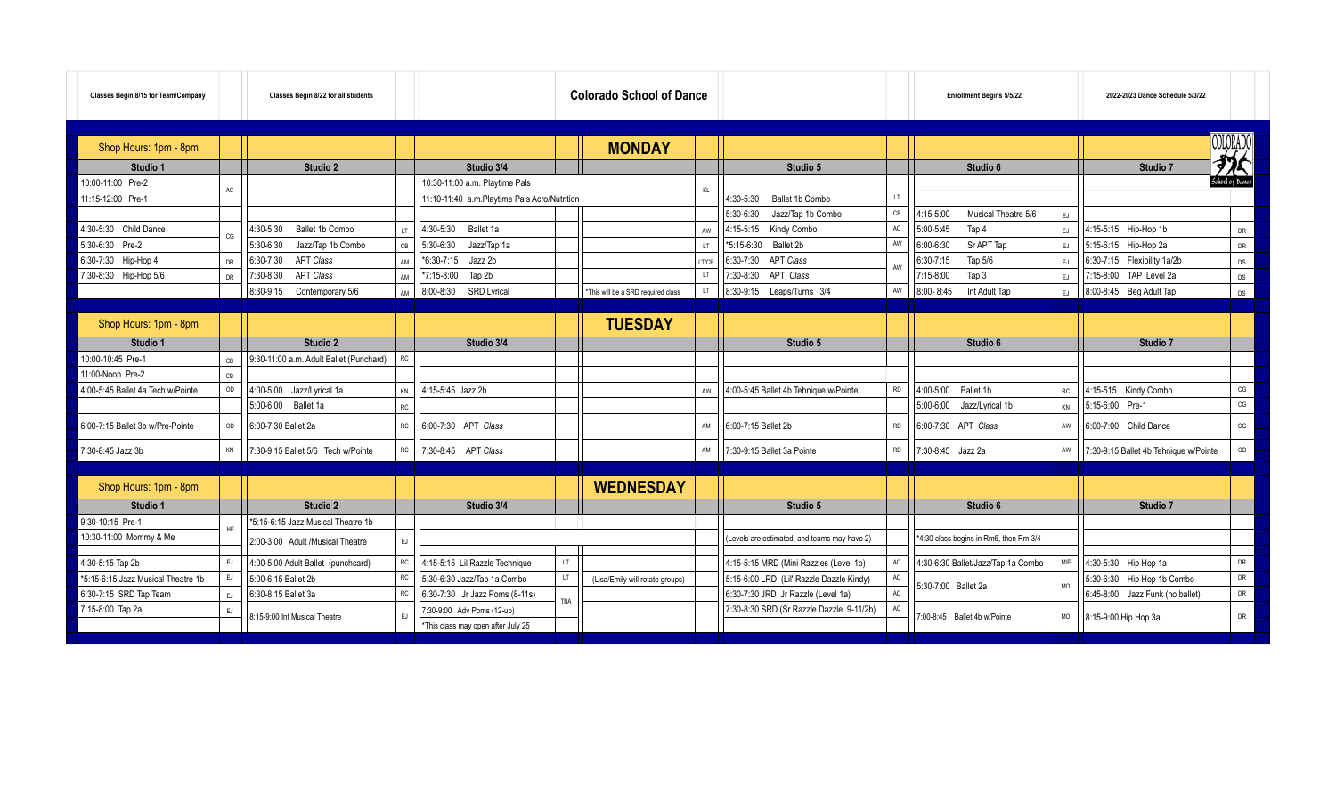**Classes Begin 8/15 for Team/Company** | **Classes Begin 8/22 for all students** | **Colorado School of Dance** | **Enrollment Begins 5/5/22** | **2022-2023 Dance Schedule 5/3/22**

## MONDAY

Shop Hours: 1pm - 8pm

| Studio 1 | | Studio 2 | | Studio 3/4 | | | | Studio 5 | | Studio 6 | | Studio 7 | |
|---|---|---|---|---|---|---|---|---|---|---|---|---|---|
| 10:00-11:00 Pre-2 | AC | | | 10:30-11:00 a.m. Playtime Pals | | | KL | | | | | | |
| 11:15-12:00 Pre-1 | | | | 11:10-11:40 a.m.Playtime Pals Acro/Nutrition | | | | 4:30-5:30 Ballet 1b Combo | LT | | | | |
| | | | | | | | | 5:30-6:30 Jazz/Tap 1b Combo | CB | 4:15-5:00 Musical Theatre 5/6 | EJ | | |
| 4:30-5:30 Child Dance | CG | 4:30-5:30 Ballet 1b Combo | LT | 4:30-5:30 Ballet 1a | | | AW | 4:15-5:15 Kindy Combo | AC | 5:00-5:45 Tap 4 | EJ | 4:15-5:15 Hip-Hop 1b | DR |
| 5:30-6:30 Pre-2 | | 5:30-6:30 Jazz/Tap 1b Combo | CB | 5:30-6:30 Jazz/Tap 1a | | | LT | *5:15-6:30 Ballet 2b | AW | 6:00-6:30 Sr APT Tap | EJ | 5:15-6:15 Hip-Hop 2a | DR |
| 6:30-7:30 Hip-Hop 4 | DR | 6:30-7:30 APT *Class* | AM | *6:30-7:15 Jazz 2b | | | LT/CB | 6:30-7:30 APT *Class* | AW | 6:30-7:15 Tap 5/6 | EJ | 6:30-7:15 Flexibility 1a/2b | DS |
| 7:30-8:30 Hip-Hop 5/6 | DR | 7:30-8:30 APT *Class* | AM | *7:15-8:00 Tap 2b | | | LT | 7:30-8:30 APT *Class* | | 7:15-8:00 Tap 3 | EJ | 7:15-8:00 TAP Level 2a | DS |
| | | 8:30-9:15 Contemporary 5/6 | AM | 8:00-8:30 SRD Lyrical | | *This will be a SRD required class | LT | 8:30-9:15 Leaps/Turns 3/4 | AW | 8:00- 8:45 Int Adult Tap | EJ | 8:00-8:45 Beg Adult Tap | DS |

## TUESDAY

Shop Hours: 1pm - 8pm

| Studio 1 | | Studio 2 | | Studio 3/4 | | | | Studio 5 | | Studio 6 | | Studio 7 | |
|---|---|---|---|---|---|---|---|---|---|---|---|---|---|
| 10:00-10:45 Pre-1 | CB | 9:30-11:00 a.m. Adult Ballet (Punchard) | RC | | | | | | | | | | |
| 11:00-Noon Pre-2 | CB | | | | | | | | | | | | |
| 4:00-5:45 Ballet 4a Tech w/Pointe | OD | 4:00-5:00 Jazz/Lyrical 1a | KN | 4:15-5:45 Jazz 2b | | | AW | 4:00-5:45 Ballet 4b Tehnique w/Pointe | RD | 4:00-5:00 Ballet 1b | RC | 4:15-515 Kindy Combo | CG |
| | | 5:00-6:00 Ballet 1a | RC | | | | | | | 5:00-6:00 Jazz/Lyrical 1b | KN | 5:15-6:00 Pre-1 | CG |
| 6:00-7:15 Ballet 3b w/Pre-Pointe | OD | 6:00-7:30 Ballet 2a | RC | 6:00-7:30 APT *Class* | | | AM | 6:00-7:15 Ballet 2b | RD | 6:00-7:30 APT *Class* | AW | 6:00-7:00 Child Dance | CG |
| 7:30-8:45 Jazz 3b | KN | 7:30-9:15 Ballet 5/6 Tech w/Pointe | RC | 7:30-8:45 APT *Class* | | | AM | 7:30-9:15 Ballet 3a Pointe | RD | 7:30-8:45 Jazz 2a | AW | 7:30-9:15 Ballet 4b Tehnique w/Pointe | OD |

## WEDNESDAY

Shop Hours: 1pm - 8pm

| Studio 1 | | Studio 2 | | Studio 3/4 | | | | Studio 5 | | Studio 6 | | Studio 7 | |
|---|---|---|---|---|---|---|---|---|---|---|---|---|---|
| 9:30-10:15 Pre-1 | HF | *5:15-6:15 Jazz Musical Theatre 1b | | | | | | | | | | | |
| 10:30-11:00 Mommy & Me | | 2:00-3:00 Adult /Musical Theatre | EJ | | | | | (Levels are estimated, and teams may have 2) | | *4:30 class begins in Rm6, then Rm 3/4 | | | |
| 4:30-5:15 Tap 2b | EJ | 4:00-5:00 Adult Ballet (punchcard) | RC | 4:15-5:15 Lil Razzle Technique | LT | | | 4:15-5:15 MRD (Mini Razzles (Level 1b) | AC | 4:30-6:30 Ballet/Jazz/Tap 1a Combo | M/E | 4:30-5:30 Hip Hop 1a | DR |
| *5:15-6:15 Jazz Musical Theatre 1b | EJ | 5:00-6:15 Ballet 2b | RC | 5:30-6:30 Jazz/Tap 1a Combo | LT | (Lisa/Emily will rotate groups) | | 5:15-6:00 LRD (Lil' Razzle Dazzle Kindy) | AC | 5:30-7:00 Ballet 2a | MO | 5:30-6:30 Hip Hop 1b Combo | DR |
| 6:30-7:15 SRD Tap Team | EJ | 6:30-8:15 Ballet 3a | RC | 6:30-7:30 Jr Jazz Poms (8-11s) | TBA | | | 6:30-7:30 JRD Jr Razzle (Level 1a) | AC | | | 6:45-8:00 Jazz Funk (no ballet) | DR |
| 7:15-8:00 Tap 2a | EJ | 8:15-9:00 Int Musical Theatre | EJ | 7:30-9:00 Adv Poms (12-up) | | | | 7:30-8:30 SRD (Sr Razzle Dazzle 9-11/2b) | AC | 7:00-8:45 Ballet 4b w/Pointe | MO | 8:15-9:00 Hip Hop 3a | DR |
| | | | | *This class may open after July 25 | | | | | | | | | |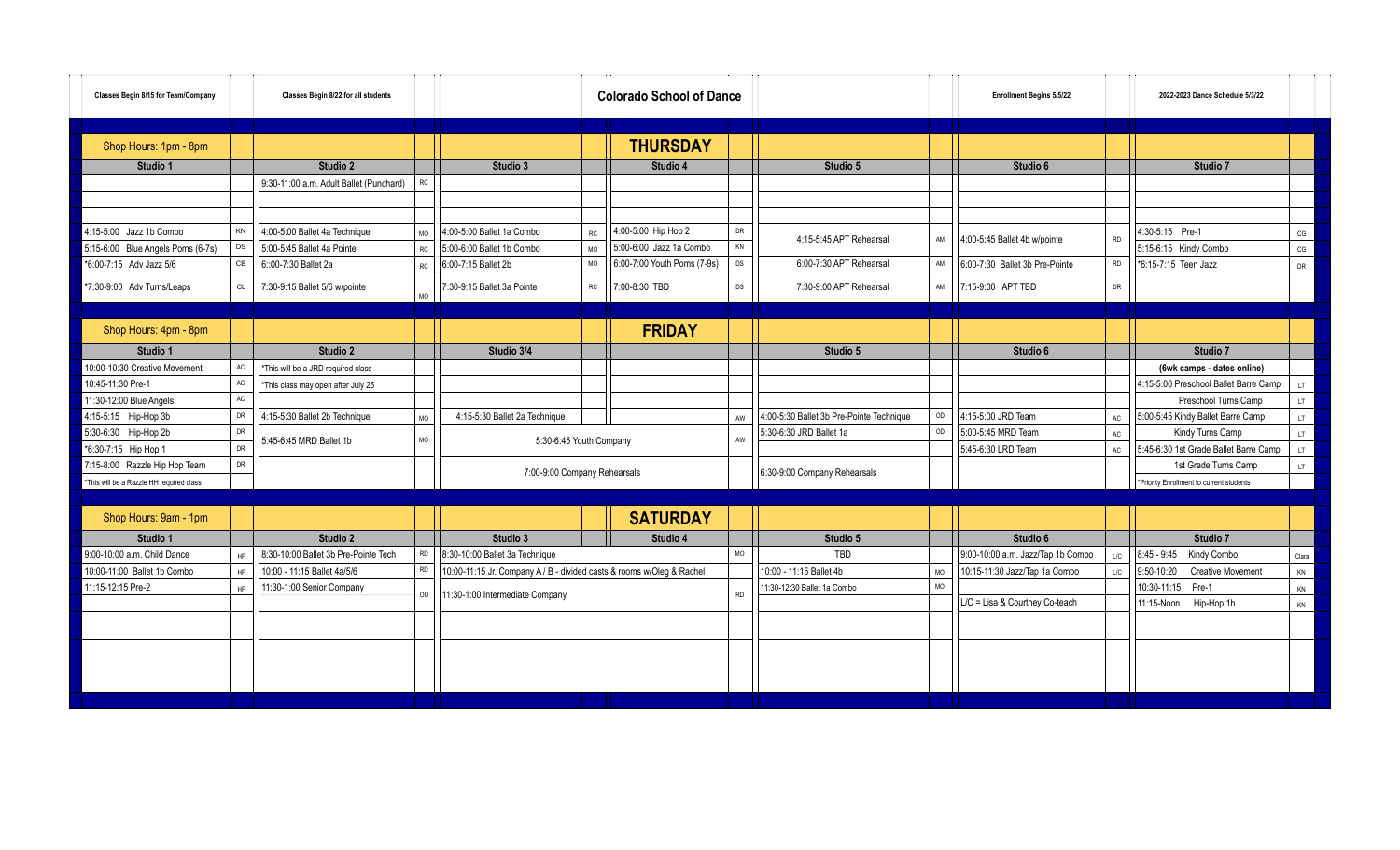| Classes Begin 8/15 for Team/Company | | Classes Begin 8/22 for all students | | Colorado School of Dance | | | | | | Enrollment Begins 5/5/22 | | 2022-2023 Dance Schedule 5/3/22 | |
|---|---|---|---|---|---|---|---|---|---|---|---|---|---|

## THURSDAY

Shop Hours: 1pm - 8pm

| Studio 1 | | Studio 2 | | Studio 3 | | Studio 4 | | Studio 5 | | Studio 6 | | Studio 7 | |
|---|---|---|---|---|---|---|---|---|---|---|---|---|---|
| | | 9:30-11:00 a.m. Adult Ballet (Punchard) | RC | | | | | | | | | | |
| 4:15-5:00 Jazz 1b Combo | KN | 4:00-5:00 Ballet 4a Technique | MO | 4:00-5:00 Ballet 1a Combo | RC | 4:00-5:00 Hip Hop 2 | DR | 4:15-5:45 APT Rehearsal | AM | 4:00-5:45 Ballet 4b w/pointe | RD | 4:30-5:15 Pre-1 | CG |
| 5:15-6:00 Blue Angels Poms (6-7s) | DS | 5:00-5:45 Ballet 4a Pointe | RC | 5:00-6:00 Ballet 1b Combo | MO | 5:00-6:00 Jazz 1a Combo | KN | | | | | 5:15-6:15 Kindy Combo | CG |
| *6:00-7:15 Adv Jazz 5/6 | CB | 6::00-7:30 Ballet 2a | RC | 6:00-7:15 Ballet 2b | MO | 6:00-7:00 Youth Poms (7-9s) | DS | 6:00-7:30 APT Rehearsal | AM | 6:00-7:30 Ballet 3b Pre-Pointe | RD | *6:15-7:15 Teen Jazz | DR |
| *7:30-9:00 Adv Turns/Leaps | CL | 7:30-9:15 Ballet 5/6 w/pointe | MO | 7:30-9:15 Ballet 3a Pointe | RC | 7:00-8:30 TBD | DS | 7:30-9:00 APT Rehearsal | AM | 7:15-9:00 APT TBD | DR | | |

## FRIDAY

Shop Hours: 4pm - 8pm

| Studio 1 | | Studio 2 | | Studio 3/4 | | | | Studio 5 | | Studio 6 | | Studio 7 | |
|---|---|---|---|---|---|---|---|---|---|---|---|---|---|
| 10:00-10:30 Creative Movement | AC | *This will be a JRD required class | | | | | | | | | | (6wk camps - dates online) | |
| 10:45-11:30 Pre-1 | AC | *This class may open after July 25 | | | | | | | | | | 4:15-5:00 Preschool Ballet Barre Camp | LT |
| 11:30-12:00 Blue Angels | AC | | | | | | | | | | | Preschool Turns Camp | LT |
| 4:15-5:15 Hip-Hop 3b | DR | 4:15-5:30 Ballet 2b Technique | MO | 4:15-5:30 Ballet 2a Technique | | | AW | 4:00-5:30 Ballet 3b Pre-Pointe Technique | OD | 4:15-5:00 JRD Team | AC | 5:00-5:45 Kindy Ballet Barre Camp | LT |
| 5:30-6:30 Hip-Hop 2b | DR | 5:45-6:45 MRD Ballet 1b | MO | 5:30-6:45 Youth Company | | | AW | 5:30-6:30 JRD Ballet 1a | OD | 5:00-5:45 MRD Team | AC | Kindy Turns Camp | LT |
| *6:30-7:15 Hip Hop 1 | DR | | | | | | | | | 5:45-6:30 LRD Team | AC | 5:45-6:30 1st Grade Ballet Barre Camp | LT |
| 7:15-8:00 Razzle Hip Hop Team | DR | | | 7:00-9:00 Company Rehearsals | | | | 6:30-9:00 Company Rehearsals | | | | 1st Grade Turns Camp | LT |
| *This will be a Razzle HH required class | | | | | | | | | | | | *Priority Enrollment to current students | |

## SATURDAY

Shop Hours: 9am - 1pm

| Studio 1 | | Studio 2 | | Studio 3 | | Studio 4 | | Studio 5 | | Studio 6 | | Studio 7 | |
|---|---|---|---|---|---|---|---|---|---|---|---|---|---|
| 9:00-10:00 a.m. Child Dance | HF | 8:30-10:00 Ballet 3b Pre-Pointe Tech | RD | 8:30-10:00 Ballet 3a Technique | | | MO | TBD | | 9:00-10:00 a.m. Jazz/Tap 1b Combo | L/C | 8:45 - 9:45 Kindy Combo | Clara |
| 10:00-11:00 Ballet 1b Combo | HF | 10:00 - 11:15 Ballet 4a/5/6 | RD | 10:00-11:15 Jr. Company A / B - divided casts & rooms w/Oleg & Rachel | | | | 10:00 - 11:15 Ballet 4b | MO | 10:15-11:30 Jazz/Tap 1a Combo | L/C | 9:50-10:20 Creative Movement | KN |
| 11:15-12:15 Pre-2 | HF | 11:30-1:00 Senior Company | OD | 11:30-1:00 Intermediate Company | | | RD | 11:30-12:30 Ballet 1a Combo | MO | | | 10:30-11:15 Pre-1 | KN |
| | | | | | | | | | | L/C = Lisa & Courtney Co-teach | | 11:15-Noon Hip-Hop 1b | KN |